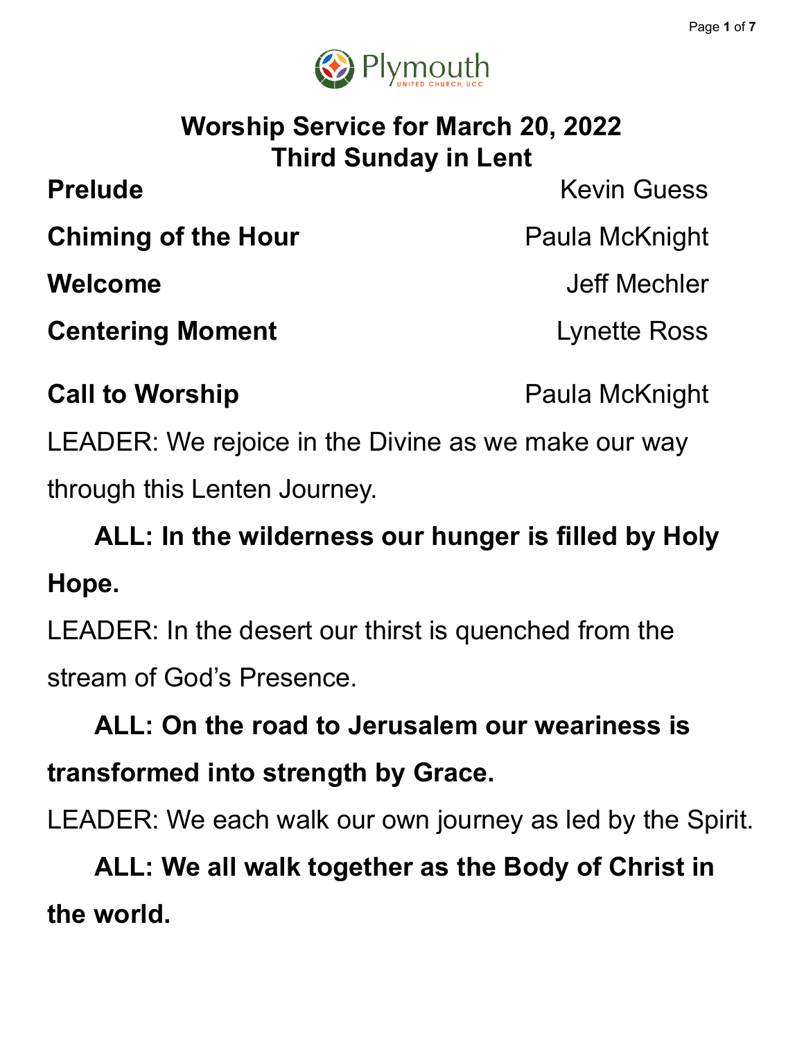Plymouth United Church, UCC

# Worship Service for March 20, 2022
## Third Sunday in Lent

**Prelude** Kevin Guess

**Chiming of the Hour** Paula McKnight

**Welcome** Jeff Mechler

**Centering Moment** Lynette Ross

**Call to Worship** Paula McKnight

LEADER: We rejoice in the Divine as we make our way through this Lenten Journey.

**ALL: In the wilderness our hunger is filled by Holy Hope.**

LEADER: In the desert our thirst is quenched from the stream of God's Presence.

**ALL: On the road to Jerusalem our weariness is transformed into strength by Grace.**

LEADER: We each walk our own journey as led by the Spirit.

**ALL: We all walk together as the Body of Christ in the world.**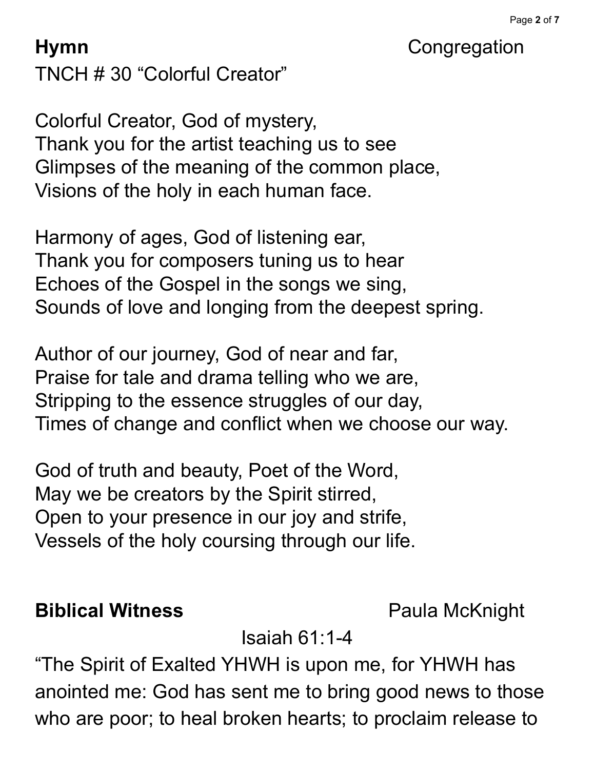**Hymn** Congregation

TNCH # 30 “Colorful Creator”

Colorful Creator, God of mystery,
Thank you for the artist teaching us to see
Glimpses of the meaning of the common place,
Visions of the holy in each human face.

Harmony of ages, God of listening ear,
Thank you for composers tuning us to hear
Echoes of the Gospel in the songs we sing,
Sounds of love and longing from the deepest spring.

Author of our journey, God of near and far,
Praise for tale and drama telling who we are,
Stripping to the essence struggles of our day,
Times of change and conflict when we choose our way.

God of truth and beauty, Poet of the Word,
May we be creators by the Spirit stirred,
Open to your presence in our joy and strife,
Vessels of the holy coursing through our life.

**Biblical Witness** Paula McKnight

Isaiah 61:1-4

“The Spirit of Exalted YHWH is upon me, for YHWH has anointed me: God has sent me to bring good news to those who are poor; to heal broken hearts; to proclaim release to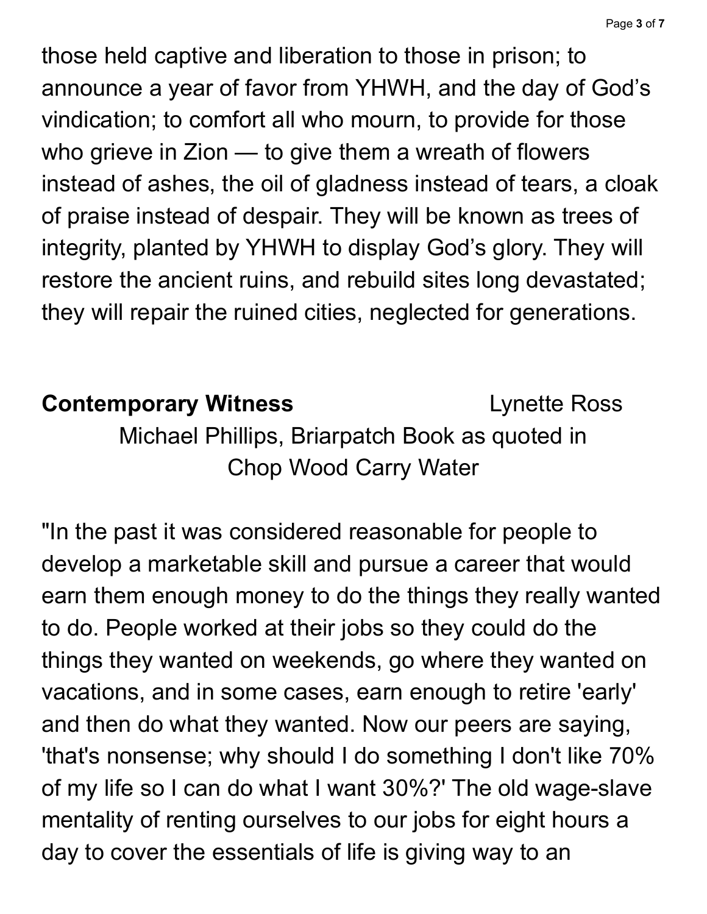those held captive and liberation to those in prison; to announce a year of favor from YHWH, and the day of God's vindication; to comfort all who mourn, to provide for those who grieve in Zion — to give them a wreath of flowers instead of ashes, the oil of gladness instead of tears, a cloak of praise instead of despair. They will be known as trees of integrity, planted by YHWH to display God's glory. They will restore the ancient ruins, and rebuild sites long devastated; they will repair the ruined cities, neglected for generations.

**Contemporary Witness** Lynette Ross

Michael Phillips, Briarpatch Book as quoted in Chop Wood Carry Water

"In the past it was considered reasonable for people to develop a marketable skill and pursue a career that would earn them enough money to do the things they really wanted to do. People worked at their jobs so they could do the things they wanted on weekends, go where they wanted on vacations, and in some cases, earn enough to retire 'early' and then do what they wanted. Now our peers are saying, 'that's nonsense; why should I do something I don't like 70% of my life so I can do what I want 30%?' The old wage-slave mentality of renting ourselves to our jobs for eight hours a day to cover the essentials of life is giving way to an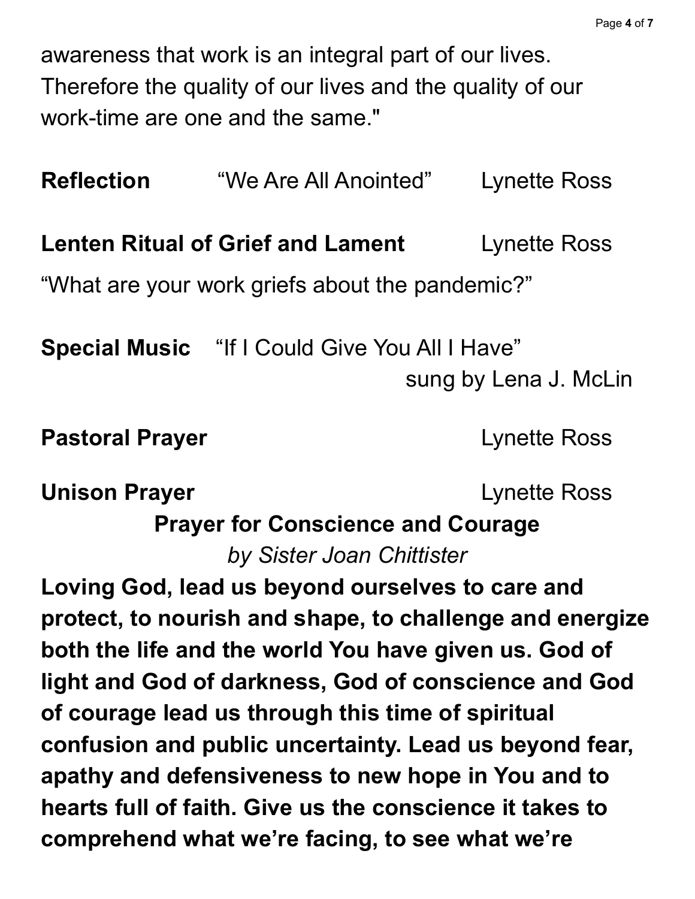awareness that work is an integral part of our lives. Therefore the quality of our lives and the quality of our work-time are one and the same."

**Reflection** "We Are All Anointed" Lynette Ross

**Lenten Ritual of Grief and Lament** Lynette Ross

"What are your work griefs about the pandemic?"

**Special Music** "If I Could Give You All I Have"
sung by Lena J. McLin

**Pastoral Prayer** Lynette Ross

**Unison Prayer** Lynette Ross

**Prayer for Conscience and Courage**

*by Sister Joan Chittister*

**Loving God, lead us beyond ourselves to care and protect, to nourish and shape, to challenge and energize both the life and the world You have given us. God of light and God of darkness, God of conscience and God of courage lead us through this time of spiritual confusion and public uncertainty. Lead us beyond fear, apathy and defensiveness to new hope in You and to hearts full of faith. Give us the conscience it takes to comprehend what we're facing, to see what we're**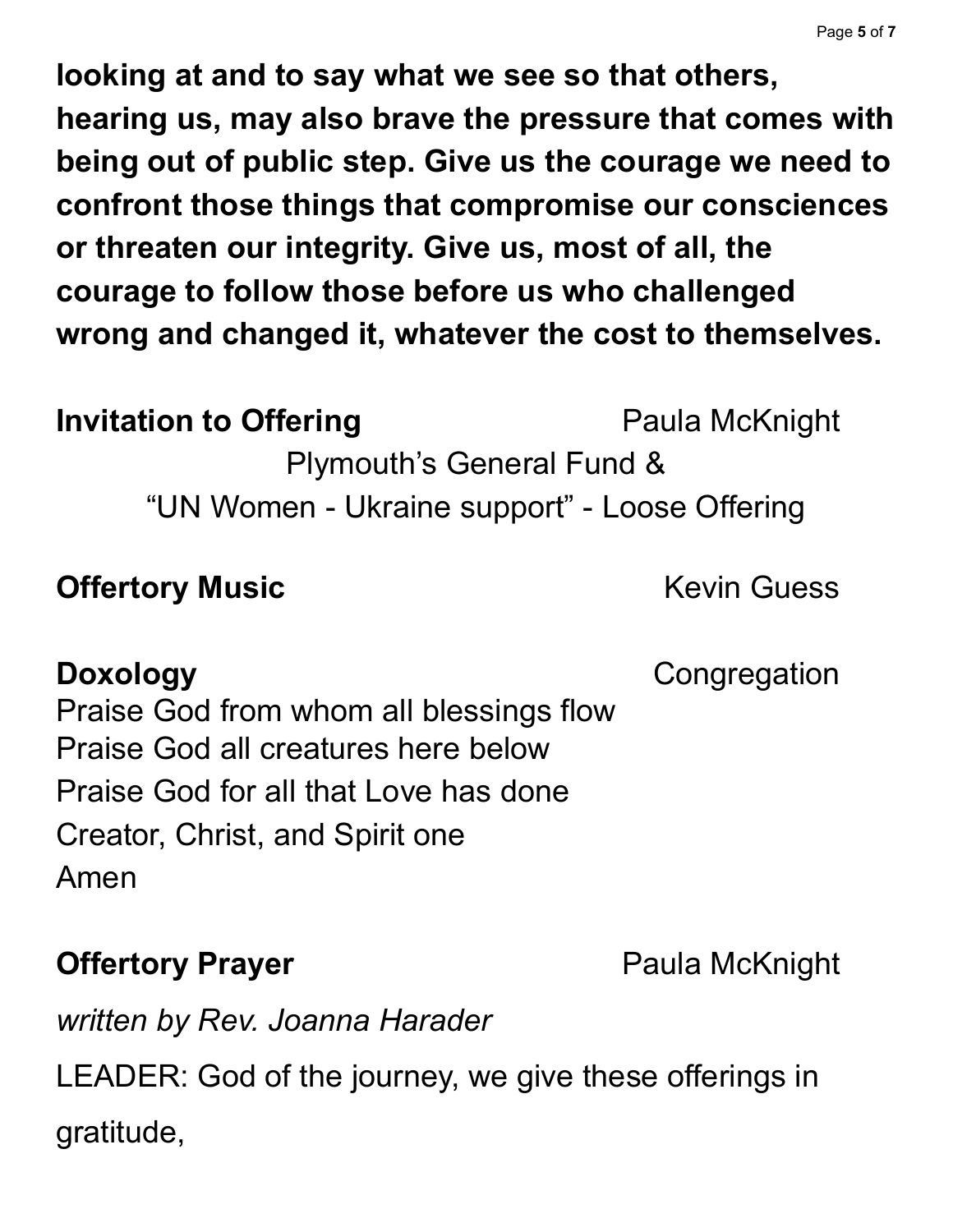**looking at and to say what we see so that others, hearing us, may also brave the pressure that comes with being out of public step. Give us the courage we need to confront those things that compromise our consciences or threaten our integrity. Give us, most of all, the courage to follow those before us who challenged wrong and changed it, whatever the cost to themselves.**

**Invitation to Offering** Paula McKnight

Plymouth's General Fund &
"UN Women - Ukraine support" - Loose Offering

**Offertory Music** Kevin Guess

**Doxology** Congregation

Praise God from whom all blessings flow
Praise God all creatures here below
Praise God for all that Love has done
Creator, Christ, and Spirit one
Amen

**Offertory Prayer** Paula McKnight

*written by Rev. Joanna Harader*

LEADER: God of the journey, we give these offerings in gratitude,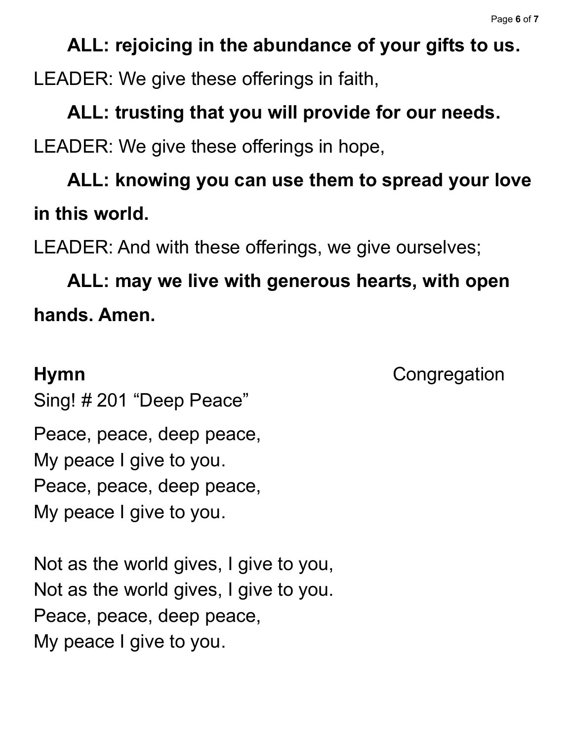**ALL: rejoicing in the abundance of your gifts to us.**

LEADER: We give these offerings in faith,

**ALL: trusting that you will provide for our needs.**

LEADER: We give these offerings in hope,

**ALL: knowing you can use them to spread your love in this world.**

LEADER: And with these offerings, we give ourselves;

**ALL: may we live with generous hearts, with open hands. Amen.**

**Hymn** Congregation

Sing! # 201 "Deep Peace"

Peace, peace, deep peace,
My peace I give to you.
Peace, peace, deep peace,
My peace I give to you.

Not as the world gives, I give to you,
Not as the world gives, I give to you.
Peace, peace, deep peace,
My peace I give to you.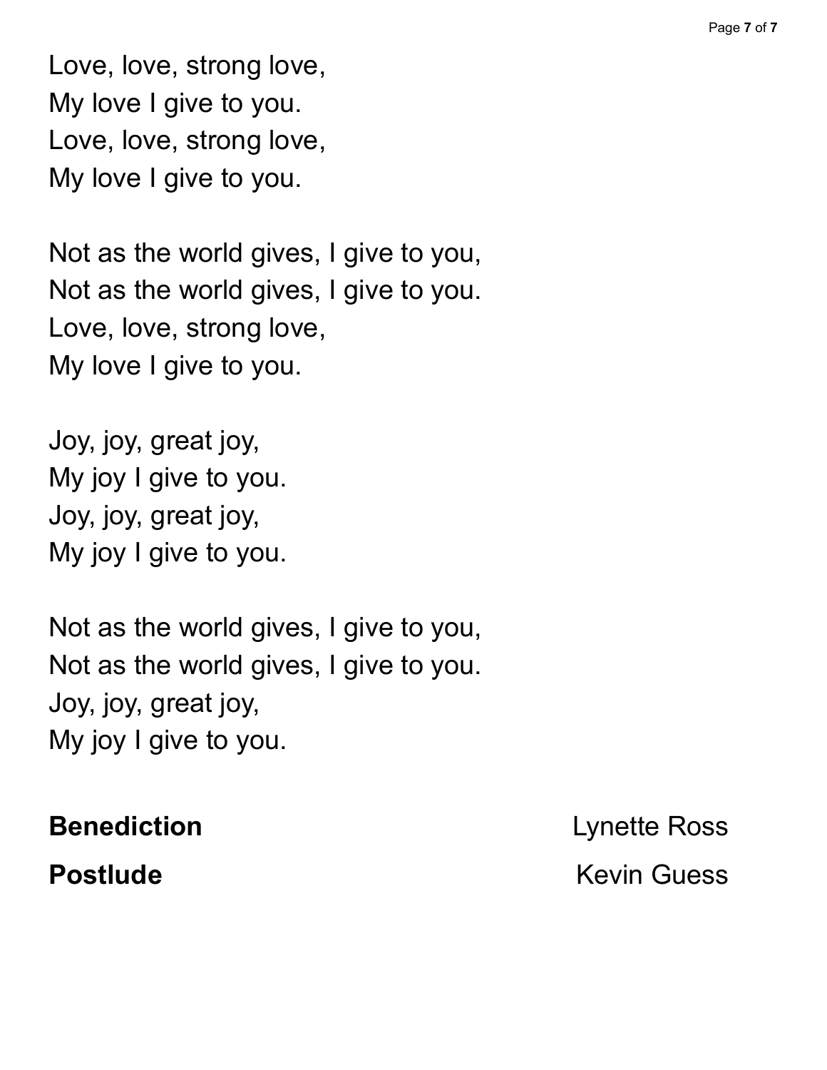Love, love, strong love,
My love I give to you.
Love, love, strong love,
My love I give to you.

Not as the world gives, I give to you,
Not as the world gives, I give to you.
Love, love, strong love,
My love I give to you.

Joy, joy, great joy,
My joy I give to you.
Joy, joy, great joy,
My joy I give to you.

Not as the world gives, I give to you,
Not as the world gives, I give to you.
Joy, joy, great joy,
My joy I give to you.

**Benediction** Lynette Ross

**Postlude** Kevin Guess